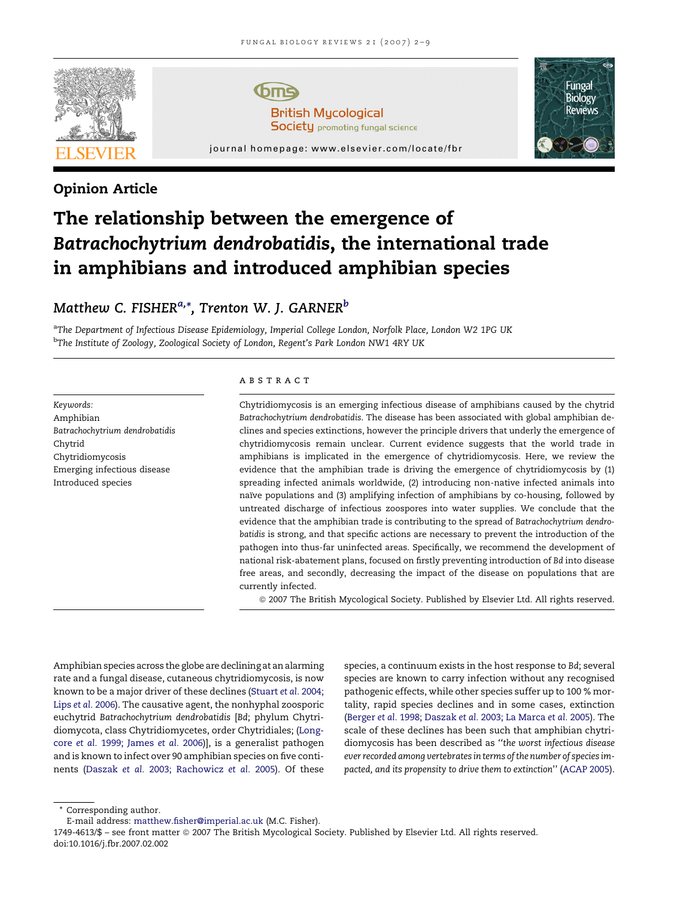Opinion Article

# The relationship between the emergence of *Batrachochytrium dendrobatidis*, the international trade in amphibians and introduced amphibian species

Matthew C. FISHER[a,*], Trenton W. J. GARNER[b]

[a]The Department of Infectious Disease Epidemiology, Imperial College London, Norfolk Place, London W2 1PG UK
[b]The Institute of Zoology, Zoological Society of London, Regent's Park London NW1 4RY UK

**Keywords:**
Amphibian
*Batrachochytrium dendrobatidis*
Chytrid
Chytridiomycosis
Emerging infectious disease
Introduced species

## ABSTRACT

Chytridiomycosis is an emerging infectious disease of amphibians caused by the chytrid *Batrachochytrium dendrobatidis*. The disease has been associated with global amphibian declines and species extinctions, however the principle drivers that underly the emergence of chytridiomycosis remain unclear. Current evidence suggests that the world trade in amphibians is implicated in the emergence of chytridiomycosis. Here, we review the evidence that the amphibian trade is driving the emergence of chytridiomycosis by (1) spreading infected animals worldwide, (2) introducing non-native infected animals into naïve populations and (3) amplifying infection of amphibians by co-housing, followed by untreated discharge of infectious zoospores into water supplies. We conclude that the evidence that the amphibian trade is contributing to the spread of *Batrachochytrium dendrobatidis* is strong, and that specific actions are necessary to prevent the introduction of the pathogen into thus-far uninfected areas. Specifically, we recommend the development of national risk-abatement plans, focused on firstly preventing introduction of *Bd* into disease free areas, and secondly, decreasing the impact of the disease on populations that are currently infected.

© 2007 The British Mycological Society. Published by Elsevier Ltd. All rights reserved.

Amphibian species across the globe are declining at an alarming rate and a fungal disease, cutaneous chytridiomycosis, is now known to be a major driver of these declines (Stuart *et al.* 2004; Lips *et al.* 2006). The causative agent, the nonhyphal zoosporic euchytrid *Batrachochytrium dendrobatidis* [*Bd*; phylum Chytridiomycota, class Chytridiomycetes, order Chytridiales; (Longcore *et al.* 1999; James *et al.* 2006)], is a generalist pathogen and is known to infect over 90 amphibian species on five continents (Daszak *et al.* 2003; Rachowicz *et al.* 2005). Of these species, a continuum exists in the host response to *Bd*; several species are known to carry infection without any recognised pathogenic effects, while other species suffer up to 100 % mortality, rapid species declines and in some cases, extinction (Berger *et al.* 1998; Daszak *et al.* 2003; La Marca *et al.* 2005). The scale of these declines has been such that amphibian chytridiomycosis has been described as "*the worst infectious disease ever recorded among vertebrates in terms of the number of species impacted, and its propensity to drive them to extinction*" (ACAP 2005).

\* Corresponding author.
E-mail address: matthew.fisher@imperial.ac.uk (M.C. Fisher).
1749-4613/$ – see front matter © 2007 The British Mycological Society. Published by Elsevier Ltd. All rights reserved.
doi:10.1016/j.fbr.2007.02.002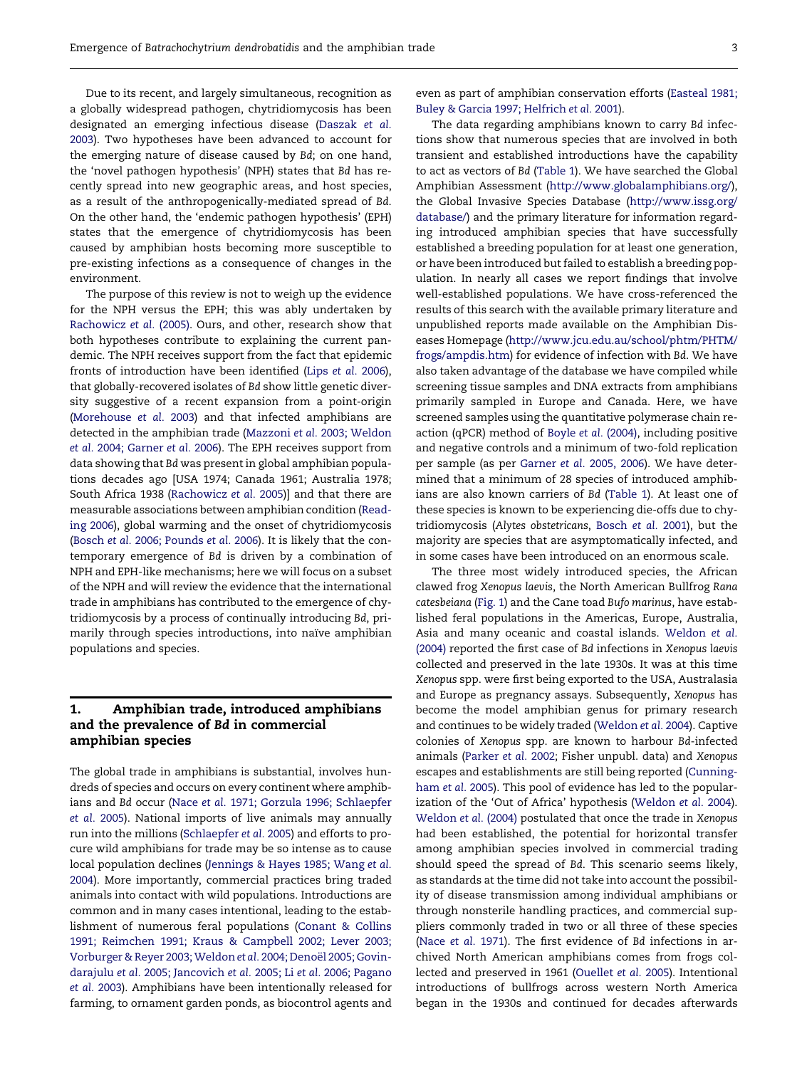Due to its recent, and largely simultaneous, recognition as a globally widespread pathogen, chytridiomycosis has been designated an emerging infectious disease (Daszak *et al.* 2003). Two hypotheses have been advanced to account for the emerging nature of disease caused by *Bd*; on one hand, the 'novel pathogen hypothesis' (NPH) states that *Bd* has recently spread into new geographic areas, and host species, as a result of the anthropogenically-mediated spread of *Bd*. On the other hand, the 'endemic pathogen hypothesis' (EPH) states that the emergence of chytridiomycosis has been caused by amphibian hosts becoming more susceptible to pre-existing infections as a consequence of changes in the environment.

The purpose of this review is not to weigh up the evidence for the NPH versus the EPH; this was ably undertaken by Rachowicz *et al.* (2005). Ours, and other, research show that both hypotheses contribute to explaining the current pandemic. The NPH receives support from the fact that epidemic fronts of introduction have been identified (Lips *et al.* 2006), that globally-recovered isolates of *Bd* show little genetic diversity suggestive of a recent expansion from a point-origin (Morehouse *et al.* 2003) and that infected amphibians are detected in the amphibian trade (Mazzoni *et al.* 2003; Weldon *et al.* 2004; Garner *et al.* 2006). The EPH receives support from data showing that *Bd* was present in global amphibian populations decades ago [USA 1974; Canada 1961; Australia 1978; South Africa 1938 (Rachowicz *et al.* 2005)] and that there are measurable associations between amphibian condition (Reading 2006), global warming and the onset of chytridiomycosis (Bosch *et al.* 2006; Pounds *et al.* 2006). It is likely that the contemporary emergence of *Bd* is driven by a combination of NPH and EPH-like mechanisms; here we will focus on a subset of the NPH and will review the evidence that the international trade in amphibians has contributed to the emergence of chytridiomycosis by a process of continually introducing *Bd*, primarily through species introductions, into naïve amphibian populations and species.

## 1. Amphibian trade, introduced amphibians and the prevalence of *Bd* in commercial amphibian species

The global trade in amphibians is substantial, involves hundreds of species and occurs on every continent where amphibians and *Bd* occur (Nace *et al.* 1971; Gorzula 1996; Schlaepfer *et al.* 2005). National imports of live animals may annually run into the millions (Schlaepfer *et al.* 2005) and efforts to procure wild amphibians for trade may be so intense as to cause local population declines (Jennings & Hayes 1985; Wang *et al.* 2004). More importantly, commercial practices bring traded animals into contact with wild populations. Introductions are common and in many cases intentional, leading to the establishment of numerous feral populations (Conant & Collins 1991; Reimchen 1991; Kraus & Campbell 2002; Lever 2003; Vorburger & Reyer 2003; Weldon *et al.* 2004; Denoël 2005; Govindarajulu *et al.* 2005; Jancovich *et al.* 2005; Li *et al.* 2006; Pagano *et al.* 2003). Amphibians have been intentionally released for farming, to ornament garden ponds, as biocontrol agents and even as part of amphibian conservation efforts (Easteal 1981; Buley & Garcia 1997; Helfrich *et al.* 2001).

The data regarding amphibians known to carry *Bd* infections show that numerous species that are involved in both transient and established introductions have the capability to act as vectors of *Bd* (Table 1). We have searched the Global Amphibian Assessment (http://www.globalamphibians.org/), the Global Invasive Species Database (http://www.issg.org/database/) and the primary literature for information regarding introduced amphibian species that have successfully established a breeding population for at least one generation, or have been introduced but failed to establish a breeding population. In nearly all cases we report findings that involve well-established populations. We have cross-referenced the results of this search with the available primary literature and unpublished reports made available on the Amphibian Diseases Homepage (http://www.jcu.edu.au/school/phtm/PHTM/frogs/ampdis.htm) for evidence of infection with *Bd*. We have also taken advantage of the database we have compiled while screening tissue samples and DNA extracts from amphibians primarily sampled in Europe and Canada. Here, we have screened samples using the quantitative polymerase chain reaction (qPCR) method of Boyle *et al.* (2004), including positive and negative controls and a minimum of two-fold replication per sample (as per Garner *et al.* 2005, 2006). We have determined that a minimum of 28 species of introduced amphibians are also known carriers of *Bd* (Table 1). At least one of these species is known to be experiencing die-offs due to chytridiomycosis (*Alytes obstetricans*, Bosch *et al.* 2001), but the majority are species that are asymptomatically infected, and in some cases have been introduced on an enormous scale.

The three most widely introduced species, the African clawed frog *Xenopus laevis*, the North American Bullfrog *Rana catesbeiana* (Fig. 1) and the Cane toad *Bufo marinus*, have established feral populations in the Americas, Europe, Australia, Asia and many oceanic and coastal islands. Weldon *et al.* (2004) reported the first case of *Bd* infections in *Xenopus laevis* collected and preserved in the late 1930s. It was at this time *Xenopus* spp. were first being exported to the USA, Australasia and Europe as pregnancy assays. Subsequently, *Xenopus* has become the model amphibian genus for primary research and continues to be widely traded (Weldon *et al.* 2004). Captive colonies of *Xenopus* spp. are known to harbour *Bd*-infected animals (Parker *et al.* 2002; Fisher unpubl. data) and *Xenopus* escapes and establishments are still being reported (Cunningham *et al.* 2005). This pool of evidence has led to the popularization of the 'Out of Africa' hypothesis (Weldon *et al.* 2004). Weldon *et al.* (2004) postulated that once the trade in *Xenopus* had been established, the potential for horizontal transfer among amphibian species involved in commercial trading should speed the spread of *Bd*. This scenario seems likely, as standards at the time did not take into account the possibility of disease transmission among individual amphibians or through nonsterile handling practices, and commercial suppliers commonly traded in two or all three of these species (Nace *et al.* 1971). The first evidence of *Bd* infections in archived North American amphibians comes from frogs collected and preserved in 1961 (Ouellet *et al.* 2005). Intentional introductions of bullfrogs across western North America began in the 1930s and continued for decades afterwards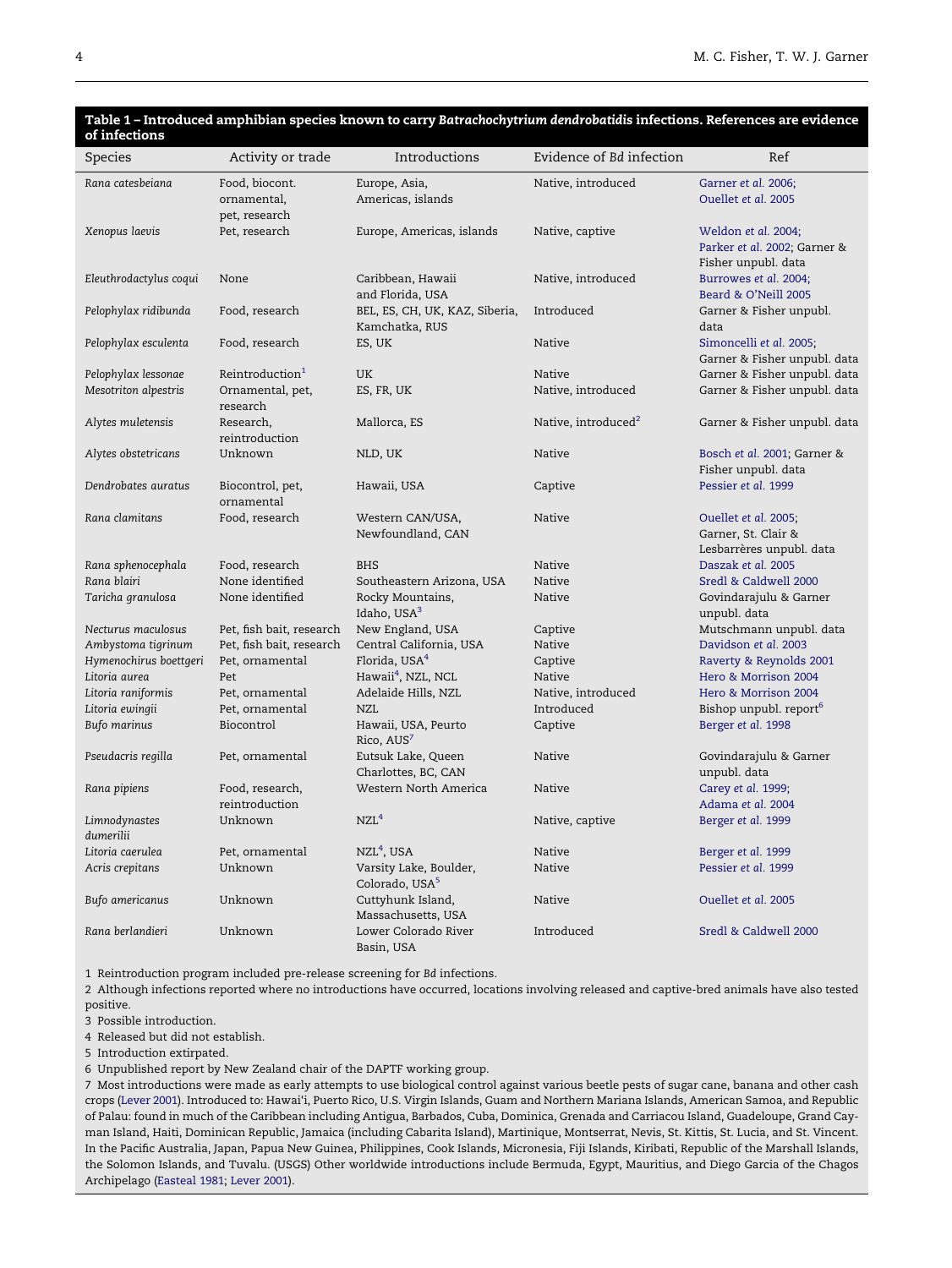**Table 1 – Introduced amphibian species known to carry *Batrachochytrium dendrobatidis* infections. References are evidence of infections**

| Species | Activity or trade | Introductions | Evidence of *Bd* infection | Ref |
|---|---|---|---|---|
| *Rana catesbeiana* | Food, biocont. ornamental, pet, research | Europe, Asia, Americas, islands | Native, introduced | Garner *et al.* 2006; Ouellet *et al.* 2005 |
| *Xenopus laevis* | Pet, research | Europe, Americas, islands | Native, captive | Weldon *et al.* 2004; Parker *et al.* 2002; Garner & Fisher unpubl. data |
| *Eleuthrodactylus coqui* | None | Caribbean, Hawaii and Florida, USA | Native, introduced | Burrowes *et al.* 2004; Beard & O'Neill 2005 |
| *Pelophylax ridibunda* | Food, research | BEL, ES, CH, UK, KAZ, Siberia, Kamchatka, RUS | Introduced | Garner & Fisher unpubl. data |
| *Pelophylax esculenta* | Food, research | ES, UK | Native | Simoncelli *et al.* 2005; Garner & Fisher unpubl. data |
| *Pelophylax lessonae* | Reintroduction[1] | UK | Native | Garner & Fisher unpubl. data |
| *Mesotriton alpestris* | Ornamental, pet, research | ES, FR, UK | Native, introduced | Garner & Fisher unpubl. data |
| *Alytes muletensis* | Research, reintroduction | Mallorca, ES | Native, introduced[2] | Garner & Fisher unpubl. data |
| *Alytes obstetricans* | Unknown | NLD, UK | Native | Bosch *et al.* 2001; Garner & Fisher unpubl. data |
| *Dendrobates auratus* | Biocontrol, pet, ornamental | Hawaii, USA | Captive | Pessier *et al.* 1999 |
| *Rana clamitans* | Food, research | Western CAN/USA, Newfoundland, CAN | Native | Ouellet *et al.* 2005; Garner, St. Clair & Lesbarrères unpubl. data |
| *Rana sphenocephala* | Food, research | BHS | Native | Daszak *et al.* 2005 |
| *Rana blairi* | None identified | Southeastern Arizona, USA | Native | Sredl & Caldwell 2000 |
| *Taricha granulosa* | None identified | Rocky Mountains, Idaho, USA[3] | Native | Govindarajulu & Garner unpubl. data |
| *Necturus maculosus* | Pet, fish bait, research | New England, USA | Captive | Mutschmann unpubl. data |
| *Ambystoma tigrinum* | Pet, fish bait, research | Central California, USA | Native | Davidson *et al.* 2003 |
| *Hymenochirus boettgeri* | Pet, ornamental | Florida, USA[4] | Captive | Raverty & Reynolds 2001 |
| *Litoria aurea* | Pet | Hawaii[4], NZL, NCL | Native | Hero & Morrison 2004 |
| *Litoria raniformis* | Pet, ornamental | Adelaide Hills, NZL | Native, introduced | Hero & Morrison 2004 |
| *Litoria ewingii* | Pet, ornamental | NZL | Introduced | Bishop unpubl. report[6] |
| *Bufo marinus* | Biocontrol | Hawaii, USA, Peurto Rico, AUS[7] | Captive | Berger *et al.* 1998 |
| *Pseudacris regilla* | Pet, ornamental | Eutsuk Lake, Queen Charlottes, BC, CAN | Native | Govindarajulu & Garner unpubl. data |
| *Rana pipiens* | Food, research, reintroduction | Western North America | Native | Carey *et al.* 1999; Adama *et al.* 2004 |
| *Limnodynastes dumerilii* | Unknown | NZL[4] | Native, captive | Berger *et al.* 1999 |
| *Litoria caerulea* | Pet, ornamental | NZL[4], USA | Native | Berger *et al.* 1999 |
| *Acris crepitans* | Unknown | Varsity Lake, Boulder, Colorado, USA[5] | Native | Pessier *et al.* 1999 |
| *Bufo americanus* | Unknown | Cuttyhunk Island, Massachusetts, USA | Native | Ouellet *et al.* 2005 |
| *Rana berlandieri* | Unknown | Lower Colorado River Basin, USA | Introduced | Sredl & Caldwell 2000 |

1 Reintroduction program included pre-release screening for *Bd* infections.

2 Although infections reported where no introductions have occurred, locations involving released and captive-bred animals have also tested positive.

3 Possible introduction.

4 Released but did not establish.

5 Introduction extirpated.

6 Unpublished report by New Zealand chair of the DAPTF working group.

7 Most introductions were made as early attempts to use biological control against various beetle pests of sugar cane, banana and other cash crops (Lever 2001). Introduced to: Hawai'i, Puerto Rico, U.S. Virgin Islands, Guam and Northern Mariana Islands, American Samoa, and Republic of Palau: found in much of the Caribbean including Antigua, Barbados, Cuba, Dominica, Grenada and Carriacou Island, Guadeloupe, Grand Cayman Island, Haiti, Dominican Republic, Jamaica (including Cabarita Island), Martinique, Montserrat, Nevis, St. Kittis, St. Lucia, and St. Vincent. In the Pacific Australia, Japan, Papua New Guinea, Philippines, Cook Islands, Micronesia, Fiji Islands, Kiribati, Republic of the Marshall Islands, the Solomon Islands, and Tuvalu. (USGS) Other worldwide introductions include Bermuda, Egypt, Mauritius, and Diego Garcia of the Chagos Archipelago (Easteal 1981; Lever 2001).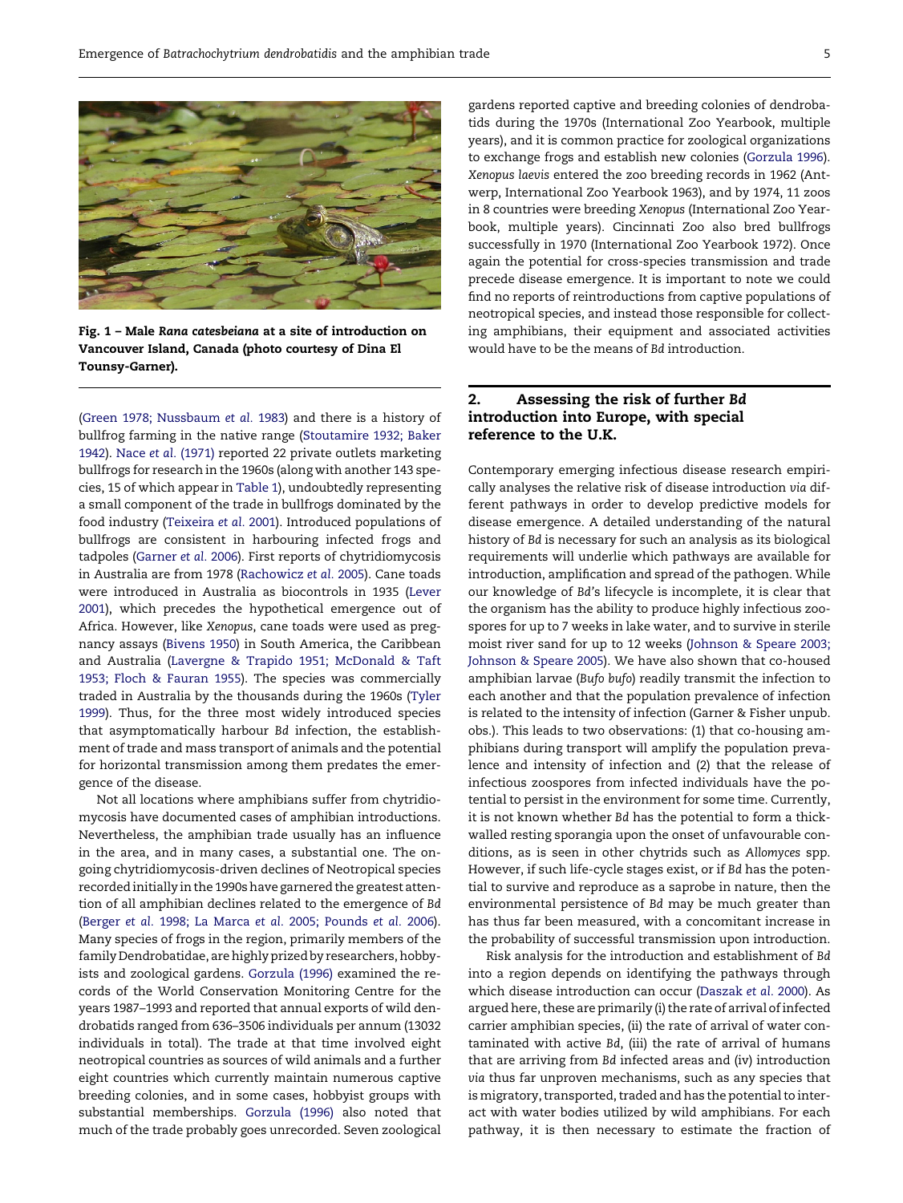Fig. 1 – Male *Rana catesbeiana* at a site of introduction on Vancouver Island, Canada (photo courtesy of Dina El Tounsy-Garner).

(Green 1978; Nussbaum *et al.* 1983) and there is a history of bullfrog farming in the native range (Stoutamire 1932; Baker 1942). Nace *et al.* (1971) reported 22 private outlets marketing bullfrogs for research in the 1960s (along with another 143 species, 15 of which appear in Table 1), undoubtedly representing a small component of the trade in bullfrogs dominated by the food industry (Teixeira *et al.* 2001). Introduced populations of bullfrogs are consistent in harbouring infected frogs and tadpoles (Garner *et al.* 2006). First reports of chytridiomycosis in Australia are from 1978 (Rachowicz *et al.* 2005). Cane toads were introduced in Australia as biocontrols in 1935 (Lever 2001), which precedes the hypothetical emergence out of Africa. However, like *Xenopus*, cane toads were used as pregnancy assays (Bivens 1950) in South America, the Caribbean and Australia (Lavergne & Trapido 1951; McDonald & Taft 1953; Floch & Fauran 1955). The species was commercially traded in Australia by the thousands during the 1960s (Tyler 1999). Thus, for the three most widely introduced species that asymptomatically harbour *Bd* infection, the establishment of trade and mass transport of animals and the potential for horizontal transmission among them predates the emergence of the disease.

Not all locations where amphibians suffer from chytridiomycosis have documented cases of amphibian introductions. Nevertheless, the amphibian trade usually has an influence in the area, and in many cases, a substantial one. The ongoing chytridiomycosis-driven declines of Neotropical species recorded initially in the 1990s have garnered the greatest attention of all amphibian declines related to the emergence of *Bd* (Berger *et al.* 1998; La Marca *et al.* 2005; Pounds *et al.* 2006). Many species of frogs in the region, primarily members of the family Dendrobatidae, are highly prized by researchers, hobbyists and zoological gardens. Gorzula (1996) examined the records of the World Conservation Monitoring Centre for the years 1987–1993 and reported that annual exports of wild dendrobatids ranged from 636–3506 individuals per annum (13032 individuals in total). The trade at that time involved eight neotropical countries as sources of wild animals and a further eight countries which currently maintain numerous captive breeding colonies, and in some cases, hobbyist groups with substantial memberships. Gorzula (1996) also noted that much of the trade probably goes unrecorded. Seven zoological gardens reported captive and breeding colonies of dendrobatids during the 1970s (International Zoo Yearbook, multiple years), and it is common practice for zoological organizations to exchange frogs and establish new colonies (Gorzula 1996). *Xenopus laevis* entered the zoo breeding records in 1962 (Antwerp, International Zoo Yearbook 1963), and by 1974, 11 zoos in 8 countries were breeding *Xenopus* (International Zoo Yearbook, multiple years). Cincinnati Zoo also bred bullfrogs successfully in 1970 (International Zoo Yearbook 1972). Once again the potential for cross-species transmission and trade precede disease emergence. It is important to note we could find no reports of reintroductions from captive populations of neotropical species, and instead those responsible for collecting amphibians, their equipment and associated activities would have to be the means of *Bd* introduction.

## 2. Assessing the risk of further *Bd* introduction into Europe, with special reference to the U.K.

Contemporary emerging infectious disease research empirically analyses the relative risk of disease introduction *via* different pathways in order to develop predictive models for disease emergence. A detailed understanding of the natural history of *Bd* is necessary for such an analysis as its biological requirements will underlie which pathways are available for introduction, amplification and spread of the pathogen. While our knowledge of *Bd*'s lifecycle is incomplete, it is clear that the organism has the ability to produce highly infectious zoospores for up to 7 weeks in lake water, and to survive in sterile moist river sand for up to 12 weeks (Johnson & Speare 2003; Johnson & Speare 2005). We have also shown that co-housed amphibian larvae (*Bufo bufo*) readily transmit the infection to each another and that the population prevalence of infection is related to the intensity of infection (Garner & Fisher unpub. obs.). This leads to two observations: (1) that co-housing amphibians during transport will amplify the population prevalence and intensity of infection and (2) that the release of infectious zoospores from infected individuals have the potential to persist in the environment for some time. Currently, it is not known whether *Bd* has the potential to form a thick-walled resting sporangia upon the onset of unfavourable conditions, as is seen in other chytrids such as *Allomyces* spp. However, if such life-cycle stages exist, or if *Bd* has the potential to survive and reproduce as a saprobe in nature, then the environmental persistence of *Bd* may be much greater than has thus far been measured, with a concomitant increase in the probability of successful transmission upon introduction.

Risk analysis for the introduction and establishment of *Bd* into a region depends on identifying the pathways through which disease introduction can occur (Daszak *et al.* 2000). As argued here, these are primarily (i) the rate of arrival of infected carrier amphibian species, (ii) the rate of arrival of water contaminated with active *Bd*, (iii) the rate of arrival of humans that are arriving from *Bd* infected areas and (iv) introduction *via* thus far unproven mechanisms, such as any species that is migratory, transported, traded and has the potential to interact with water bodies utilized by wild amphibians. For each pathway, it is then necessary to estimate the fraction of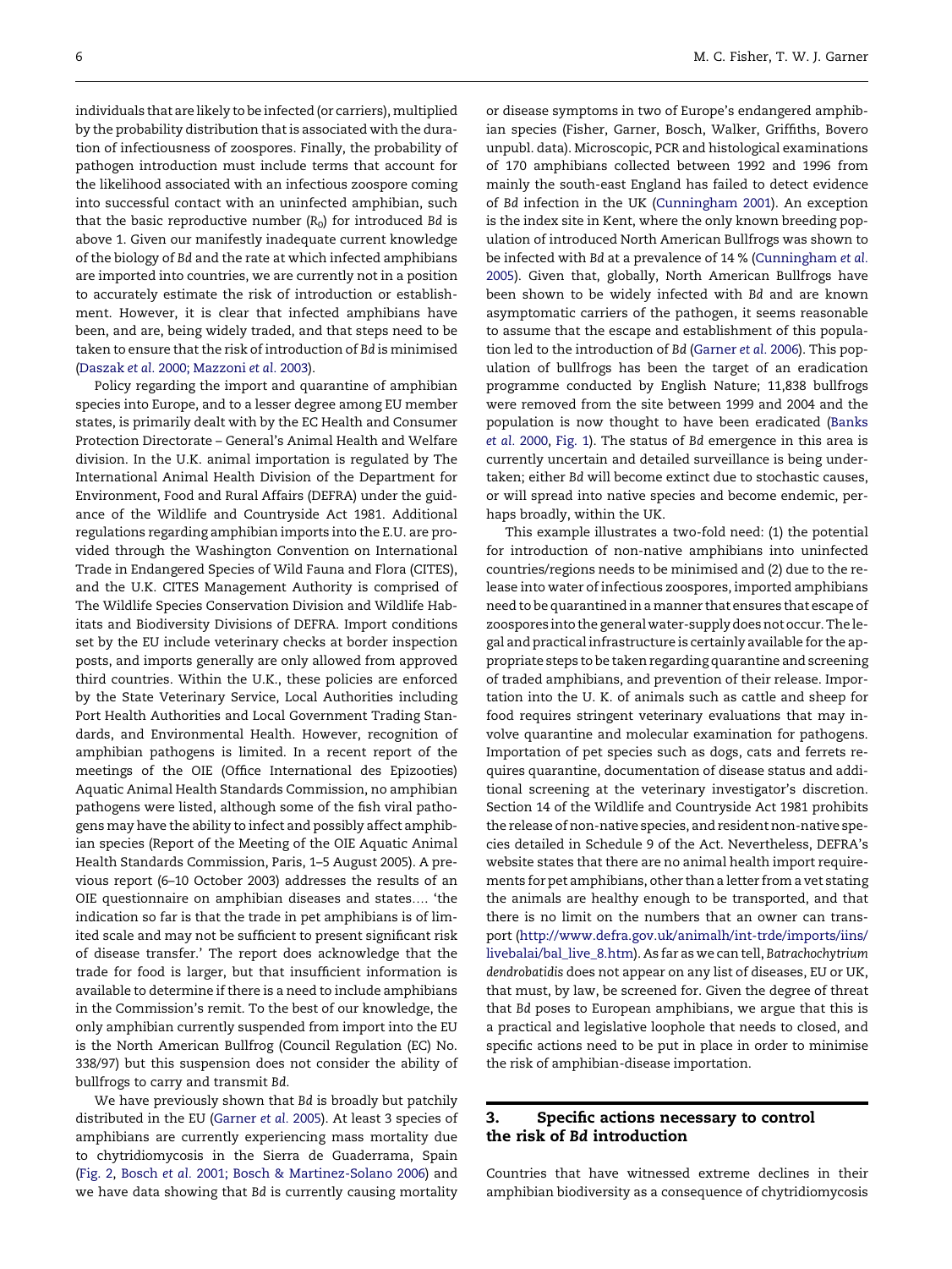individuals that are likely to be infected (or carriers), multiplied by the probability distribution that is associated with the duration of infectiousness of zoospores. Finally, the probability of pathogen introduction must include terms that account for the likelihood associated with an infectious zoospore coming into successful contact with an uninfected amphibian, such that the basic reproductive number ($R_0$) for introduced *Bd* is above 1. Given our manifestly inadequate current knowledge of the biology of *Bd* and the rate at which infected amphibians are imported into countries, we are currently not in a position to accurately estimate the risk of introduction or establishment. However, it is clear that infected amphibians have been, and are, being widely traded, and that steps need to be taken to ensure that the risk of introduction of *Bd* is minimised (Daszak *et al.* 2000; Mazzoni *et al.* 2003).

Policy regarding the import and quarantine of amphibian species into Europe, and to a lesser degree among EU member states, is primarily dealt with by the EC Health and Consumer Protection Directorate – General's Animal Health and Welfare division. In the U.K. animal importation is regulated by The International Animal Health Division of the Department for Environment, Food and Rural Affairs (DEFRA) under the guidance of the Wildlife and Countryside Act 1981. Additional regulations regarding amphibian imports into the E.U. are provided through the Washington Convention on International Trade in Endangered Species of Wild Fauna and Flora (CITES), and the U.K. CITES Management Authority is comprised of The Wildlife Species Conservation Division and Wildlife Habitats and Biodiversity Divisions of DEFRA. Import conditions set by the EU include veterinary checks at border inspection posts, and imports generally are only allowed from approved third countries. Within the U.K., these policies are enforced by the State Veterinary Service, Local Authorities including Port Health Authorities and Local Government Trading Standards, and Environmental Health. However, recognition of amphibian pathogens is limited. In a recent report of the meetings of the OIE (Office International des Epizooties) Aquatic Animal Health Standards Commission, no amphibian pathogens were listed, although some of the fish viral pathogens may have the ability to infect and possibly affect amphibian species (Report of the Meeting of the OIE Aquatic Animal Health Standards Commission, Paris, 1–5 August 2005). A previous report (6–10 October 2003) addresses the results of an OIE questionnaire on amphibian diseases and states.... 'the indication so far is that the trade in pet amphibians is of limited scale and may not be sufficient to present significant risk of disease transfer.' The report does acknowledge that the trade for food is larger, but that insufficient information is available to determine if there is a need to include amphibians in the Commission's remit. To the best of our knowledge, the only amphibian currently suspended from import into the EU is the North American Bullfrog (Council Regulation (EC) No. 338/97) but this suspension does not consider the ability of bullfrogs to carry and transmit *Bd*.

We have previously shown that *Bd* is broadly but patchily distributed in the EU (Garner *et al.* 2005). At least 3 species of amphibians are currently experiencing mass mortality due to chytridiomycosis in the Sierra de Guaderrama, Spain (Fig. 2, Bosch *et al.* 2001; Bosch & Martinez-Solano 2006) and we have data showing that *Bd* is currently causing mortality or disease symptoms in two of Europe's endangered amphibian species (Fisher, Garner, Bosch, Walker, Griffiths, Bovero unpubl. data). Microscopic, PCR and histological examinations of 170 amphibians collected between 1992 and 1996 from mainly the south-east England has failed to detect evidence of *Bd* infection in the UK (Cunningham 2001). An exception is the index site in Kent, where the only known breeding population of introduced North American Bullfrogs was shown to be infected with *Bd* at a prevalence of 14 % (Cunningham *et al.* 2005). Given that, globally, North American Bullfrogs have been shown to be widely infected with *Bd* and are known asymptomatic carriers of the pathogen, it seems reasonable to assume that the escape and establishment of this population led to the introduction of *Bd* (Garner *et al.* 2006). This population of bullfrogs has been the target of an eradication programme conducted by English Nature; 11,838 bullfrogs were removed from the site between 1999 and 2004 and the population is now thought to have been eradicated (Banks *et al.* 2000, Fig. 1). The status of *Bd* emergence in this area is currently uncertain and detailed surveillance is being undertaken; either *Bd* will become extinct due to stochastic causes, or will spread into native species and become endemic, perhaps broadly, within the UK.

This example illustrates a two-fold need: (1) the potential for introduction of non-native amphibians into uninfected countries/regions needs to be minimised and (2) due to the release into water of infectious zoospores, imported amphibians need to be quarantined in a manner that ensures that escape of zoospores into the general water-supply does not occur. The legal and practical infrastructure is certainly available for the appropriate steps to be taken regarding quarantine and screening of traded amphibians, and prevention of their release. Importation into the U. K. of animals such as cattle and sheep for food requires stringent veterinary evaluations that may involve quarantine and molecular examination for pathogens. Importation of pet species such as dogs, cats and ferrets requires quarantine, documentation of disease status and additional screening at the veterinary investigator's discretion. Section 14 of the Wildlife and Countryside Act 1981 prohibits the release of non-native species, and resident non-native species detailed in Schedule 9 of the Act. Nevertheless, DEFRA's website states that there are no animal health import requirements for pet amphibians, other than a letter from a vet stating the animals are healthy enough to be transported, and that there is no limit on the numbers that an owner can transport (http://www.defra.gov.uk/animalh/int-trde/imports/iins/livebalai/bal_live_8.htm). As far as we can tell, *Batrachochytrium dendrobatidis* does not appear on any list of diseases, EU or UK, that must, by law, be screened for. Given the degree of threat that *Bd* poses to European amphibians, we argue that this is a practical and legislative loophole that needs to closed, and specific actions need to be put in place in order to minimise the risk of amphibian-disease importation.

## 3. Specific actions necessary to control the risk of *Bd* introduction

Countries that have witnessed extreme declines in their amphibian biodiversity as a consequence of chytridiomycosis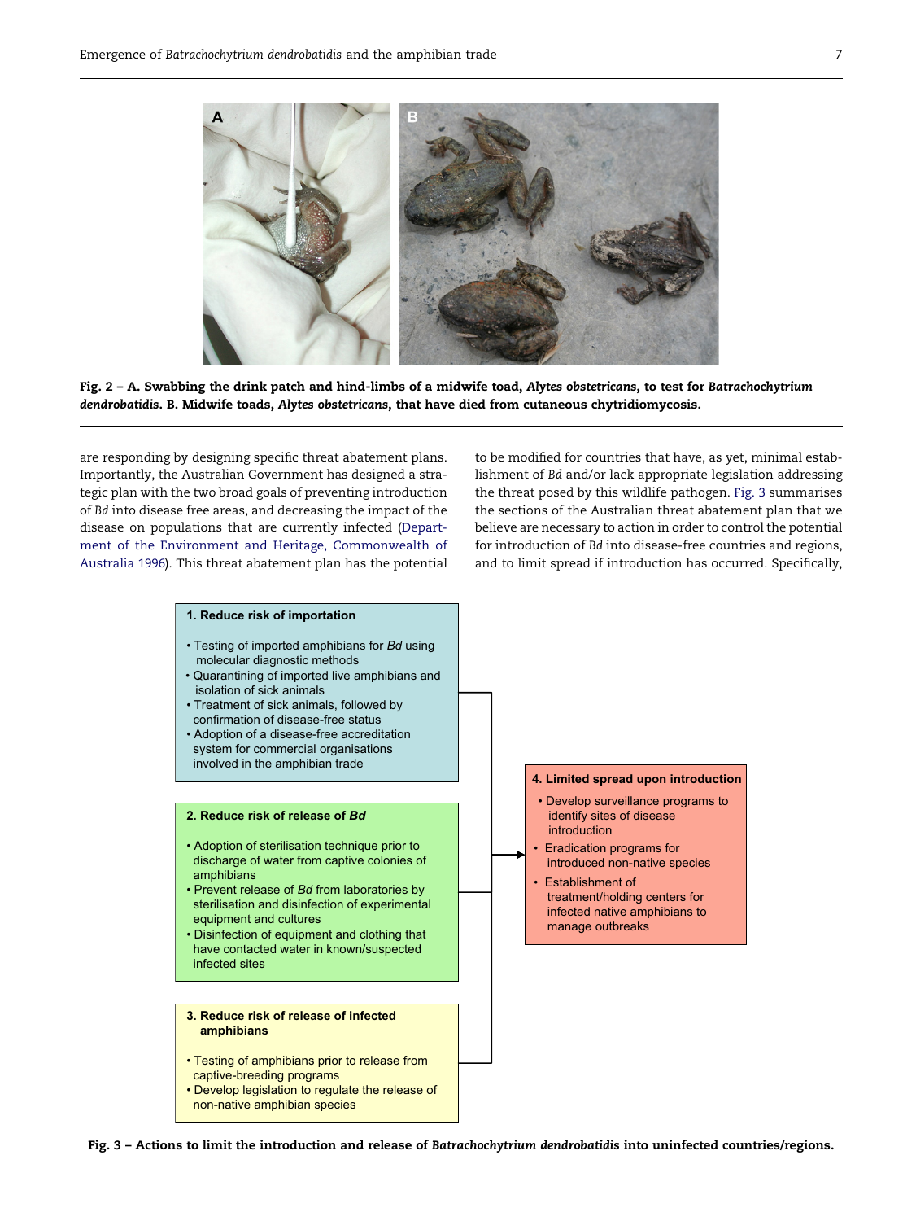**Fig. 2 – A. Swabbing the drink patch and hind-limbs of a midwife toad, *Alytes obstetricans*, to test for *Batrachochytrium dendrobatidis*. B. Midwife toads, *Alytes obstetricans*, that have died from cutaneous chytridiomycosis.**

are responding by designing specific threat abatement plans. Importantly, the Australian Government has designed a strategic plan with the two broad goals of preventing introduction of *Bd* into disease free areas, and decreasing the impact of the disease on populations that are currently infected (Department of the Environment and Heritage, Commonwealth of Australia 1996). This threat abatement plan has the potential to be modified for countries that have, as yet, minimal establishment of *Bd* and/or lack appropriate legislation addressing the threat posed by this wildlife pathogen. Fig. 3 summarises the sections of the Australian threat abatement plan that we believe are necessary to action in order to control the potential for introduction of *Bd* into disease-free countries and regions, and to limit spread if introduction has occurred. Specifically,

**1. Reduce risk of importation**

- Testing of imported amphibians for *Bd* using molecular diagnostic methods
- Quarantining of imported live amphibians and isolation of sick animals
- Treatment of sick animals, followed by confirmation of disease-free status
- Adoption of a disease-free accreditation system for commercial organisations involved in the amphibian trade

**2. Reduce risk of release of *Bd***

- Adoption of sterilisation technique prior to discharge of water from captive colonies of amphibians
- Prevent release of *Bd* from laboratories by sterilisation and disinfection of experimental equipment and cultures
- Disinfection of equipment and clothing that have contacted water in known/suspected infected sites

**3. Reduce risk of release of infected amphibians**

- Testing of amphibians prior to release from captive-breeding programs
- Develop legislation to regulate the release of non-native amphibian species

**4. Limited spread upon introduction**

- Develop surveillance programs to identify sites of disease introduction
- Eradication programs for introduced non-native species
- Establishment of treatment/holding centers for infected native amphibians to manage outbreaks

**Fig. 3 – Actions to limit the introduction and release of *Batrachochytrium dendrobatidis* into uninfected countries/regions.**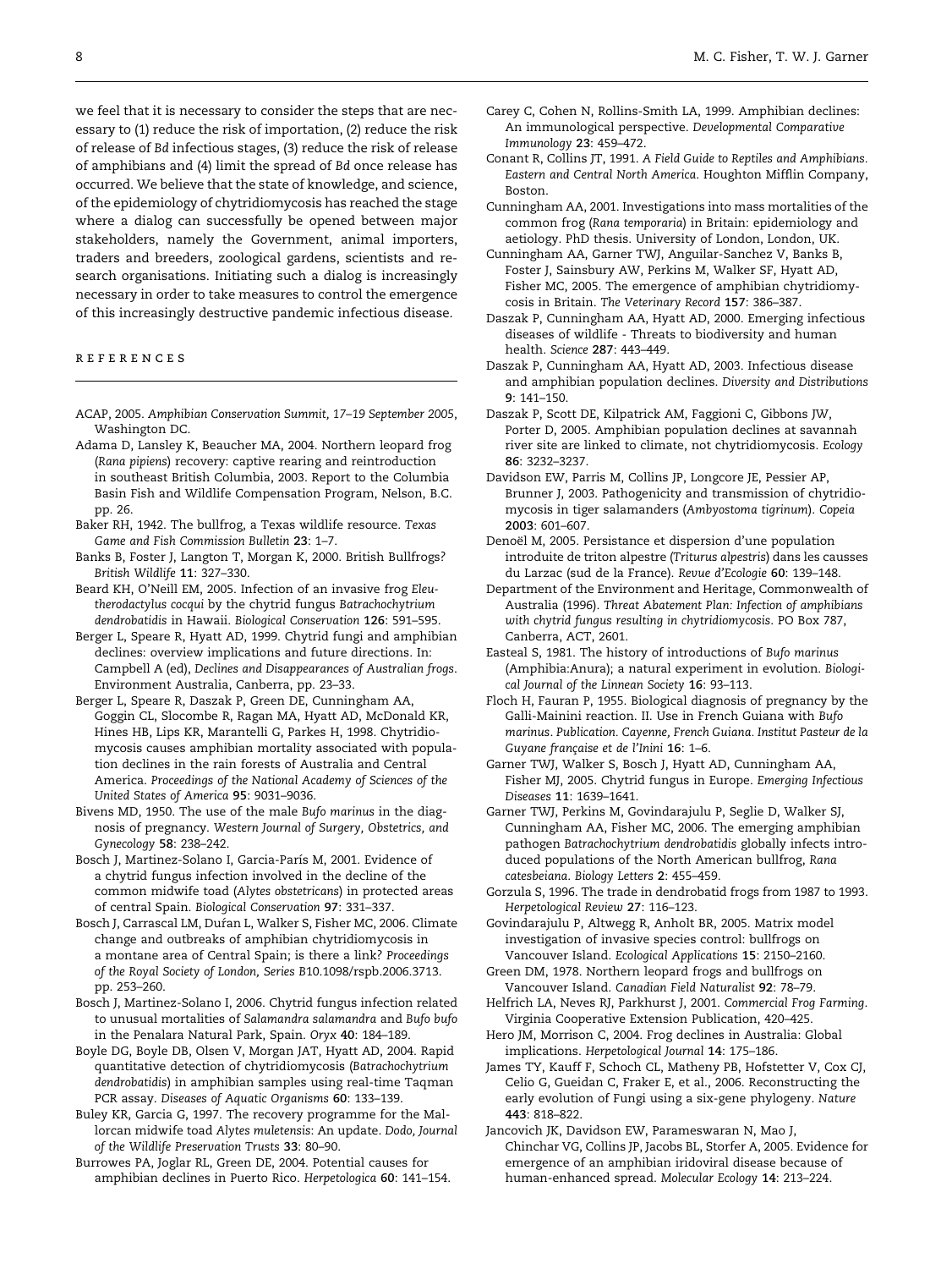we feel that it is necessary to consider the steps that are necessary to (1) reduce the risk of importation, (2) reduce the risk of release of *Bd* infectious stages, (3) reduce the risk of release of amphibians and (4) limit the spread of *Bd* once release has occurred. We believe that the state of knowledge, and science, of the epidemiology of chytridiomycosis has reached the stage where a dialog can successfully be opened between major stakeholders, namely the Government, animal importers, traders and breeders, zoological gardens, scientists and research organisations. Initiating such a dialog is increasingly necessary in order to take measures to control the emergence of this increasingly destructive pandemic infectious disease.

## REFERENCES

ACAP, 2005. *Amphibian Conservation Summit, 17–19 September 2005*, Washington DC.

Adama D, Lansley K, Beaucher MA, 2004. Northern leopard frog (*Rana pipiens*) recovery: captive rearing and reintroduction in southeast British Columbia, 2003. Report to the Columbia Basin Fish and Wildlife Compensation Program, Nelson, B.C. pp. 26.

Baker RH, 1942. The bullfrog, a Texas wildlife resource. *Texas Game and Fish Commission Bulletin* **23**: 1–7.

Banks B, Foster J, Langton T, Morgan K, 2000. British Bullfrogs? *British Wildlife* **11**: 327–330.

Beard KH, O'Neill EM, 2005. Infection of an invasive frog *Eleutherodactylus cocqui* by the chytrid fungus *Batrachochytrium dendrobatidis* in Hawaii. *Biological Conservation* **126**: 591–595.

Berger L, Speare R, Hyatt AD, 1999. Chytrid fungi and amphibian declines: overview implications and future directions. In: Campbell A (ed), *Declines and Disappearances of Australian frogs*. Environment Australia, Canberra, pp. 23–33.

Berger L, Speare R, Daszak P, Green DE, Cunningham AA, Goggin CL, Slocombe R, Ragan MA, Hyatt AD, McDonald KR, Hines HB, Lips KR, Marantelli G, Parkes H, 1998. Chytridiomycosis causes amphibian mortality associated with population declines in the rain forests of Australia and Central America. *Proceedings of the National Academy of Sciences of the United States of America* **95**: 9031–9036.

Bivens MD, 1950. The use of the male *Bufo marinus* in the diagnosis of pregnancy. *Western Journal of Surgery, Obstetrics, and Gynecology* **58**: 238–242.

Bosch J, Martinez-Solano I, Garcia-París M, 2001. Evidence of a chytrid fungus infection involved in the decline of the common midwife toad (*Alytes obstetricans*) in protected areas of central Spain. *Biological Conservation* **97**: 331–337.

Bosch J, Carrascal LM, Duŕan L, Walker S, Fisher MC, 2006. Climate change and outbreaks of amphibian chytridiomycosis in a montane area of Central Spain; is there a link? *Proceedings of the Royal Society of London, Series B*10.1098/rspb.2006.3713. pp. 253–260.

Bosch J, Martinez-Solano I, 2006. Chytrid fungus infection related to unusual mortalities of *Salamandra salamandra* and *Bufo bufo* in the Penalara Natural Park, Spain. *Oryx* **40**: 184–189.

Boyle DG, Boyle DB, Olsen V, Morgan JAT, Hyatt AD, 2004. Rapid quantitative detection of chytridiomycosis (*Batrachochytrium dendrobatidis*) in amphibian samples using real-time Taqman PCR assay. *Diseases of Aquatic Organisms* **60**: 133–139.

Buley KR, Garcia G, 1997. The recovery programme for the Mallorcan midwife toad *Alytes muletensis*: An update. *Dodo, Journal of the Wildlife Preservation Trusts* **33**: 80–90.

Burrowes PA, Joglar RL, Green DE, 2004. Potential causes for amphibian declines in Puerto Rico. *Herpetologica* **60**: 141–154.

Carey C, Cohen N, Rollins-Smith LA, 1999. Amphibian declines: An immunological perspective. *Developmental Comparative Immunology* **23**: 459–472.

Conant R, Collins JT, 1991. *A Field Guide to Reptiles and Amphibians. Eastern and Central North America*. Houghton Mifflin Company, Boston.

Cunningham AA, 2001. Investigations into mass mortalities of the common frog (*Rana temporaria*) in Britain: epidemiology and aetiology. PhD thesis. University of London, London, UK.

Cunningham AA, Garner TWJ, Anguilar-Sanchez V, Banks B, Foster J, Sainsbury AW, Perkins M, Walker SF, Hyatt AD, Fisher MC, 2005. The emergence of amphibian chytridiomycosis in Britain. *The Veterinary Record* **157**: 386–387.

Daszak P, Cunningham AA, Hyatt AD, 2000. Emerging infectious diseases of wildlife - Threats to biodiversity and human health. *Science* **287**: 443–449.

Daszak P, Cunningham AA, Hyatt AD, 2003. Infectious disease and amphibian population declines. *Diversity and Distributions* **9**: 141–150.

Daszak P, Scott DE, Kilpatrick AM, Faggioni C, Gibbons JW, Porter D, 2005. Amphibian population declines at savannah river site are linked to climate, not chytridiomycosis. *Ecology* **86**: 3232–3237.

Davidson EW, Parris M, Collins JP, Longcore JE, Pessier AP, Brunner J, 2003. Pathogenicity and transmission of chytridiomycosis in tiger salamanders (*Ambyostoma tigrinum*). *Copeia* **2003**: 601–607.

Denoël M, 2005. Persistance et dispersion d'une population introduite de triton alpestre (*Triturus alpestris*) dans les causses du Larzac (sud de la France). *Revue d'Ecologie* **60**: 139–148.

Department of the Environment and Heritage, Commonwealth of Australia (1996). *Threat Abatement Plan: Infection of amphibians with chytrid fungus resulting in chytridiomycosis*. PO Box 787, Canberra, ACT, 2601.

Easteal S, 1981. The history of introductions of *Bufo marinus* (Amphibia:Anura); a natural experiment in evolution. *Biological Journal of the Linnean Society* **16**: 93–113.

Floch H, Fauran P, 1955. Biological diagnosis of pregnancy by the Galli-Mainini reaction. II. Use in French Guiana with *Bufo marinus. Publication. Cayenne, French Guiana. Institut Pasteur de la Guyane française et de l'Inini* **16**: 1–6.

Garner TWJ, Walker S, Bosch J, Hyatt AD, Cunningham AA, Fisher MJ, 2005. Chytrid fungus in Europe. *Emerging Infectious Diseases* **11**: 1639–1641.

Garner TWJ, Perkins M, Govindarajulu P, Seglie D, Walker SJ, Cunningham AA, Fisher MC, 2006. The emerging amphibian pathogen *Batrachochytrium dendrobatidis* globally infects introduced populations of the North American bullfrog, *Rana catesbeiana*. *Biology Letters* **2**: 455–459.

Gorzula S, 1996. The trade in dendrobatid frogs from 1987 to 1993. *Herpetological Review* **27**: 116–123.

Govindarajulu P, Altwegg R, Anholt BR, 2005. Matrix model investigation of invasive species control: bullfrogs on Vancouver Island. *Ecological Applications* **15**: 2150–2160.

Green DM, 1978. Northern leopard frogs and bullfrogs on Vancouver Island. *Canadian Field Naturalist* **92**: 78–79.

Helfrich LA, Neves RJ, Parkhurst J, 2001. *Commercial Frog Farming*. Virginia Cooperative Extension Publication, 420–425.

Hero JM, Morrison C, 2004. Frog declines in Australia: Global implications. *Herpetological Journal* **14**: 175–186.

James TY, Kauff F, Schoch CL, Matheny PB, Hofstetter V, Cox CJ, Celio G, Gueidan C, Fraker E, et al., 2006. Reconstructing the early evolution of Fungi using a six-gene phylogeny. *Nature* **443**: 818–822.

Jancovich JK, Davidson EW, Parameswaran N, Mao J, Chinchar VG, Collins JP, Jacobs BL, Storfer A, 2005. Evidence for emergence of an amphibian iridoviral disease because of human-enhanced spread. *Molecular Ecology* **14**: 213–224.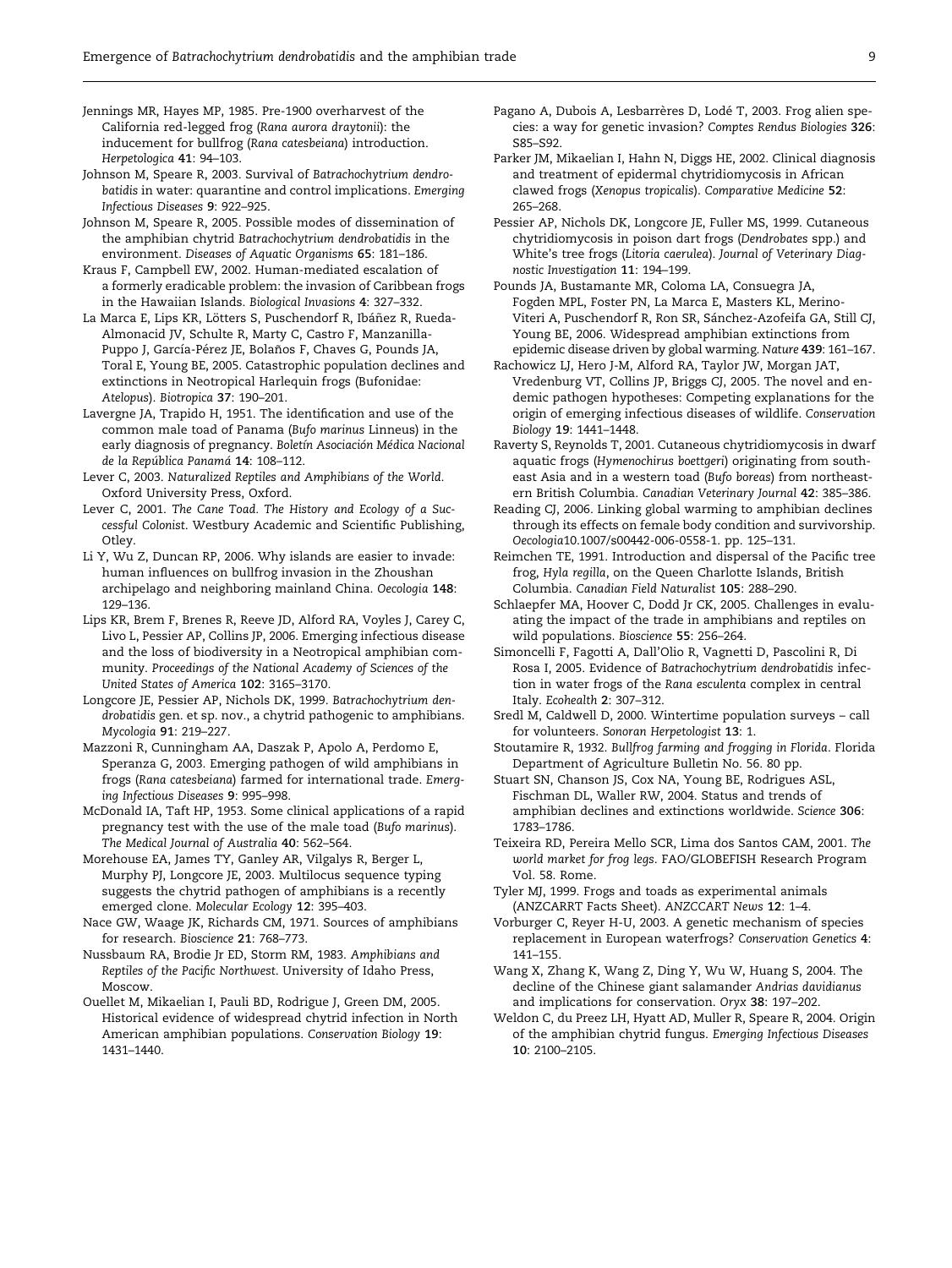Jennings MR, Hayes MP, 1985. Pre-1900 overharvest of the California red-legged frog (*Rana aurora draytonii*): the inducement for bullfrog (*Rana catesbeiana*) introduction. *Herpetologica* **41**: 94–103.

Johnson M, Speare R, 2003. Survival of *Batrachochytrium dendrobatidis* in water: quarantine and control implications. *Emerging Infectious Diseases* **9**: 922–925.

Johnson M, Speare R, 2005. Possible modes of dissemination of the amphibian chytrid *Batrachochytrium dendrobatidis* in the environment. *Diseases of Aquatic Organisms* **65**: 181–186.

Kraus F, Campbell EW, 2002. Human-mediated escalation of a formerly eradicable problem: the invasion of Caribbean frogs in the Hawaiian Islands. *Biological Invasions* **4**: 327–332.

La Marca E, Lips KR, Lötters S, Puschendorf R, Ibáñez R, Rueda-Almonacid JV, Schulte R, Marty C, Castro F, Manzanilla-Puppo J, García-Pérez JE, Bolaños F, Chaves G, Pounds JA, Toral E, Young BE, 2005. Catastrophic population declines and extinctions in Neotropical Harlequin frogs (Bufonidae: *Atelopus*). *Biotropica* **37**: 190–201.

Lavergne JA, Trapido H, 1951. The identification and use of the common male toad of Panama (*Bufo marinus* Linneus) in the early diagnosis of pregnancy. *Boletín Asociación Médica Nacional de la República Panamá* **14**: 108–112.

Lever C, 2003. *Naturalized Reptiles and Amphibians of the World*. Oxford University Press, Oxford.

Lever C, 2001. *The Cane Toad. The History and Ecology of a Successful Colonist*. Westbury Academic and Scientific Publishing, Otley.

Li Y, Wu Z, Duncan RP, 2006. Why islands are easier to invade: human influences on bullfrog invasion in the Zhoushan archipelago and neighboring mainland China. *Oecologia* **148**: 129–136.

Lips KR, Brem F, Brenes R, Reeve JD, Alford RA, Voyles J, Carey C, Livo L, Pessier AP, Collins JP, 2006. Emerging infectious disease and the loss of biodiversity in a Neotropical amphibian community. *Proceedings of the National Academy of Sciences of the United States of America* **102**: 3165–3170.

Longcore JE, Pessier AP, Nichols DK, 1999. *Batrachochytrium dendrobatidis* gen. et sp. nov., a chytrid pathogenic to amphibians. *Mycologia* **91**: 219–227.

Mazzoni R, Cunningham AA, Daszak P, Apolo A, Perdomo E, Speranza G, 2003. Emerging pathogen of wild amphibians in frogs (*Rana catesbeiana*) farmed for international trade. *Emerging Infectious Diseases* **9**: 995–998.

McDonald IA, Taft HP, 1953. Some clinical applications of a rapid pregnancy test with the use of the male toad (*Bufo marinus*). *The Medical Journal of Australia* **40**: 562–564.

Morehouse EA, James TY, Ganley AR, Vilgalys R, Berger L, Murphy PJ, Longcore JE, 2003. Multilocus sequence typing suggests the chytrid pathogen of amphibians is a recently emerged clone. *Molecular Ecology* **12**: 395–403.

Nace GW, Waage JK, Richards CM, 1971. Sources of amphibians for research. *Bioscience* **21**: 768–773.

Nussbaum RA, Brodie Jr ED, Storm RM, 1983. *Amphibians and Reptiles of the Pacific Northwest*. University of Idaho Press, Moscow.

Ouellet M, Mikaelian I, Pauli BD, Rodrigue J, Green DM, 2005. Historical evidence of widespread chytrid infection in North American amphibian populations. *Conservation Biology* **19**: 1431–1440.

Pagano A, Dubois A, Lesbarrères D, Lodé T, 2003. Frog alien species: a way for genetic invasion? *Comptes Rendus Biologies* **326**: S85–S92.

Parker JM, Mikaelian I, Hahn N, Diggs HE, 2002. Clinical diagnosis and treatment of epidermal chytridiomycosis in African clawed frogs (*Xenopus tropicalis*). *Comparative Medicine* **52**: 265–268.

Pessier AP, Nichols DK, Longcore JE, Fuller MS, 1999. Cutaneous chytridiomycosis in poison dart frogs (*Dendrobates* spp.) and White's tree frogs (*Litoria caerulea*). *Journal of Veterinary Diagnostic Investigation* **11**: 194–199.

Pounds JA, Bustamante MR, Coloma LA, Consuegra JA, Fogden MPL, Foster PN, La Marca E, Masters KL, Merino-Viteri A, Puschendorf R, Ron SR, Sánchez-Azofeifa GA, Still CJ, Young BE, 2006. Widespread amphibian extinctions from epidemic disease driven by global warming. *Nature* **439**: 161–167.

Rachowicz LJ, Hero J-M, Alford RA, Taylor JW, Morgan JAT, Vredenburg VT, Collins JP, Briggs CJ, 2005. The novel and endemic pathogen hypotheses: Competing explanations for the origin of emerging infectious diseases of wildlife. *Conservation Biology* **19**: 1441–1448.

Raverty S, Reynolds T, 2001. Cutaneous chytridiomycosis in dwarf aquatic frogs (*Hymenochirus boettgeri*) originating from southeast Asia and in a western toad (*Bufo boreas*) from northeastern British Columbia. *Canadian Veterinary Journal* **42**: 385–386.

Reading CJ, 2006. Linking global warming to amphibian declines through its effects on female body condition and survivorship. *Oecologia*10.1007/s00442-006-0558-1. pp. 125–131.

Reimchen TE, 1991. Introduction and dispersal of the Pacific tree frog, *Hyla regilla*, on the Queen Charlotte Islands, British Columbia. *Canadian Field Naturalist* **105**: 288–290.

Schlaepfer MA, Hoover C, Dodd Jr CK, 2005. Challenges in evaluating the impact of the trade in amphibians and reptiles on wild populations. *Bioscience* **55**: 256–264.

Simoncelli F, Fagotti A, Dall'Olio R, Vagnetti D, Pascolini R, Di Rosa I, 2005. Evidence of *Batrachochytrium dendrobatidis* infection in water frogs of the *Rana esculenta* complex in central Italy. *Ecohealth* **2**: 307–312.

Sredl M, Caldwell D, 2000. Wintertime population surveys – call for volunteers. *Sonoran Herpetologist* **13**: 1.

Stoutamire R, 1932. *Bullfrog farming and frogging in Florida*. Florida Department of Agriculture Bulletin No. 56. 80 pp.

Stuart SN, Chanson JS, Cox NA, Young BE, Rodrigues ASL, Fischman DL, Waller RW, 2004. Status and trends of amphibian declines and extinctions worldwide. *Science* **306**: 1783–1786.

Teixeira RD, Pereira Mello SCR, Lima dos Santos CAM, 2001. *The world market for frog legs*. FAO/GLOBEFISH Research Program Vol. 58. Rome.

Tyler MJ, 1999. Frogs and toads as experimental animals (ANZCARRT Facts Sheet). *ANZCCART News* **12**: 1–4.

Vorburger C, Reyer H-U, 2003. A genetic mechanism of species replacement in European waterfrogs? *Conservation Genetics* **4**: 141–155.

Wang X, Zhang K, Wang Z, Ding Y, Wu W, Huang S, 2004. The decline of the Chinese giant salamander *Andrias davidianus* and implications for conservation. *Oryx* **38**: 197–202.

Weldon C, du Preez LH, Hyatt AD, Muller R, Speare R, 2004. Origin of the amphibian chytrid fungus. *Emerging Infectious Diseases* **10**: 2100–2105.